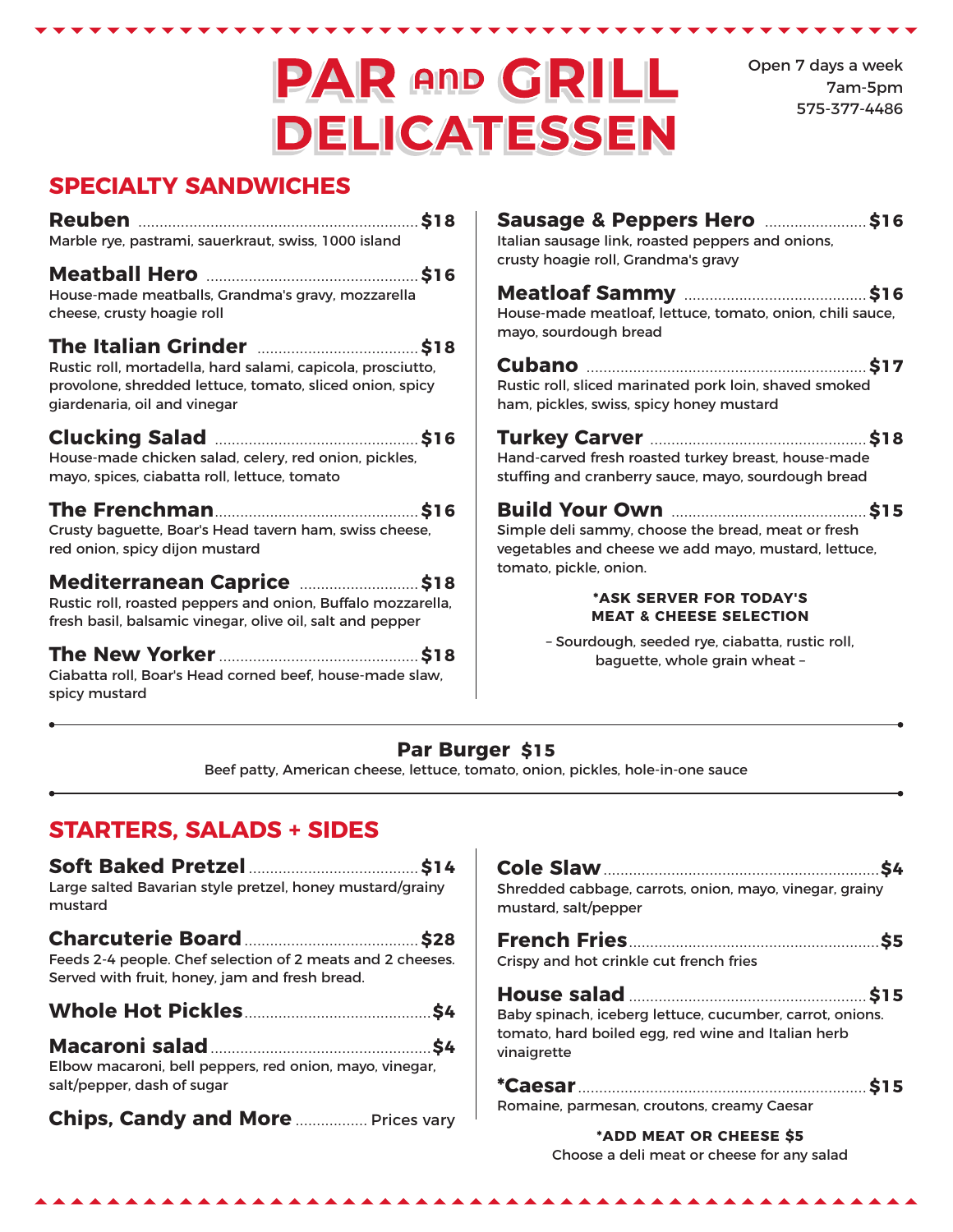# PAR AND GRILL DELICATESSEN

Open 7 days a week
7am-5pm
575-377-4486

## SPECIALTY SANDWICHES

**Reuben** ........ **$18**
Marble rye, pastrami, sauerkraut, swiss, 1000 island

**Meatball Hero** ........ **$16**
House-made meatballs, Grandma's gravy, mozzarella cheese, crusty hoagie roll

**The Italian Grinder** ........ **$18**
Rustic roll, mortadella, hard salami, capicola, prosciutto, provolone, shredded lettuce, tomato, sliced onion, spicy giardenaria, oil and vinegar

**Clucking Salad** ........ **$16**
House-made chicken salad, celery, red onion, pickles, mayo, spices, ciabatta roll, lettuce, tomato

**The Frenchman** ........ **$16**
Crusty baguette, Boar's Head tavern ham, swiss cheese, red onion, spicy dijon mustard

**Mediterranean Caprice** ........ **$18**
Rustic roll, roasted peppers and onion, Buffalo mozzarella, fresh basil, balsamic vinegar, olive oil, salt and pepper

**The New Yorker** ........ **$18**
Ciabatta roll, Boar's Head corned beef, house-made slaw, spicy mustard

**Sausage & Peppers Hero** ........ **$16**
Italian sausage link, roasted peppers and onions, crusty hoagie roll, Grandma's gravy

**Meatloaf Sammy** ........ **$16**
House-made meatloaf, lettuce, tomato, onion, chili sauce, mayo, sourdough bread

**Cubano** ........ **$17**
Rustic roll, sliced marinated pork loin, shaved smoked ham, pickles, swiss, spicy honey mustard

**Turkey Carver** ........ **$18**
Hand-carved fresh roasted turkey breast, house-made stuffing and cranberry sauce, mayo, sourdough bread

**Build Your Own** ........ **$15**
Simple deli sammy, choose the bread, meat or fresh vegetables and cheese we add mayo, mustard, lettuce, tomato, pickle, onion.

**\*ASK SERVER FOR TODAY'S MEAT & CHEESE SELECTION**

– Sourdough, seeded rye, ciabatta, rustic roll, baguette, whole grain wheat –

---

**Par Burger $15**
Beef patty, American cheese, lettuce, tomato, onion, pickles, hole-in-one sauce

---

## STARTERS, SALADS + SIDES

**Soft Baked Pretzel** ........ **$14**
Large salted Bavarian style pretzel, honey mustard/grainy mustard

**Charcuterie Board** ........ **$28**
Feeds 2-4 people. Chef selection of 2 meats and 2 cheeses. Served with fruit, honey, jam and fresh bread.

**Whole Hot Pickles** ........ **$4**

**Macaroni salad** ........ **$4**
Elbow macaroni, bell peppers, red onion, mayo, vinegar, salt/pepper, dash of sugar

**Chips, Candy and More** ........ Prices vary

**Cole Slaw** ........ **$4**
Shredded cabbage, carrots, onion, mayo, vinegar, grainy mustard, salt/pepper

**French Fries** ........ **$5**
Crispy and hot crinkle cut french fries

**House salad** ........ **$15**
Baby spinach, iceberg lettuce, cucumber, carrot, onions. tomato, hard boiled egg, red wine and Italian herb vinaigrette

**\*Caesar** ........ **$15**
Romaine, parmesan, croutons, creamy Caesar

**\*ADD MEAT OR CHEESE $5**
Choose a deli meat or cheese for any salad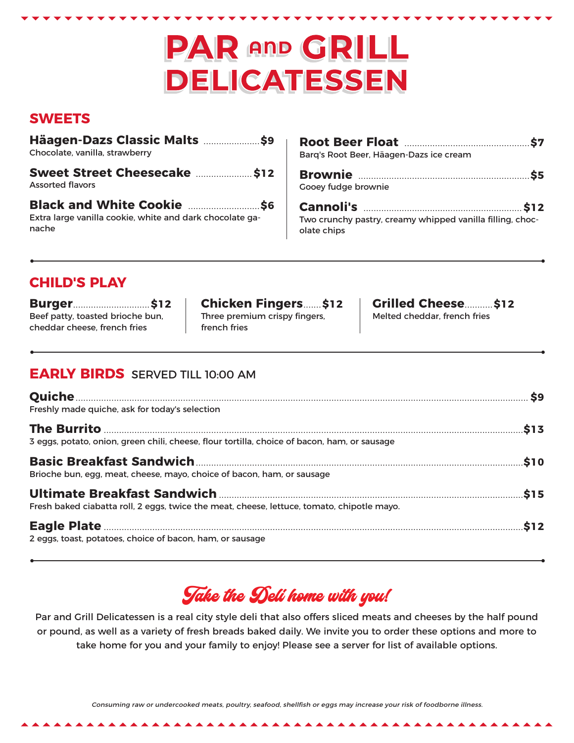# PAR AND GRILL DELICATESSEN

## SWEETS

**Häagen-Dazs Classic Malts** ..................... **$9**
Chocolate, vanilla, strawberry

**Sweet Street Cheesecake** ..................... **$12**
Assorted flavors

**Black and White Cookie** ..................... **$6**
Extra large vanilla cookie, white and dark chocolate ganache

**Root Beer Float** ..................... **$7**
Barq's Root Beer, Häagen-Dazs ice cream

**Brownie** ..................... **$5**
Gooey fudge brownie

**Cannoli's** ..................... **$12**
Two crunchy pastry, creamy whipped vanilla filling, chocolate chips

## CHILD'S PLAY

**Burger**..................... **$12**
Beef patty, toasted brioche bun, cheddar cheese, french fries

**Chicken Fingers**..................... **$12**
Three premium crispy fingers, french fries

**Grilled Cheese**..................... **$12**
Melted cheddar, french fries

## EARLY BIRDS SERVED TILL 10:00 AM

**Quiche**..................... **$9**
Freshly made quiche, ask for today's selection

**The Burrito** ..................... **$13**
3 eggs, potato, onion, green chili, cheese, flour tortilla, choice of bacon, ham, or sausage

**Basic Breakfast Sandwich**..................... **$10**
Brioche bun, egg, meat, cheese, mayo, choice of bacon, ham, or sausage

**Ultimate Breakfast Sandwich** ..................... **$15**
Fresh baked ciabatta roll, 2 eggs, twice the meat, cheese, lettuce, tomato, chipotle mayo.

**Eagle Plate** ..................... **$12**
2 eggs, toast, potatoes, choice of bacon, ham, or sausage

## *Take the Deli home with you!*

Par and Grill Delicatessen is a real city style deli that also offers sliced meats and cheeses by the half pound or pound, as well as a variety of fresh breads baked daily. We invite you to order these options and more to take home for you and your family to enjoy! Please see a server for list of available options.

*Consuming raw or undercooked meats, poultry, seafood, shellfish or eggs may increase your risk of foodborne illness.*